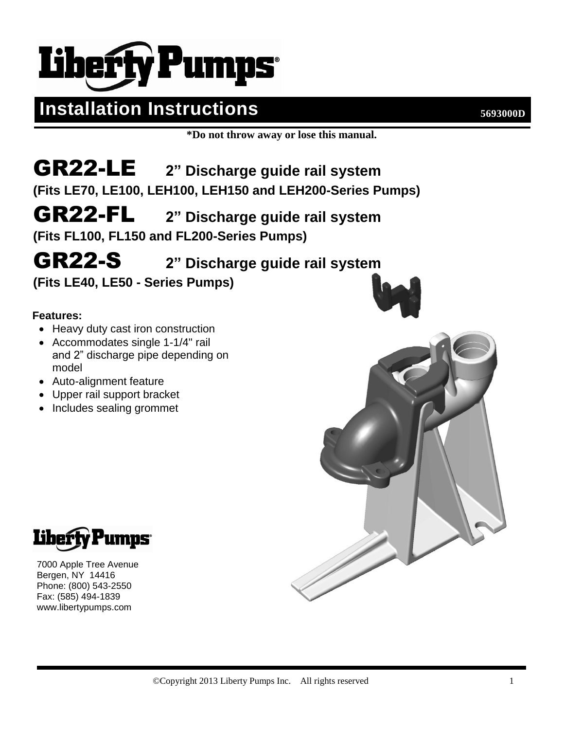# Liberty Pumps

## Installation Instructions

5693000D

**\*Do not throw away or lose this manual.**

## GR22-LE 2" Discharge guide rail system

**(Fits LE70, LE100, LEH100, LEH150 and LEH200-Series Pumps)**

## GR22-FL 2" Discharge guide rail system

**(Fits FL100, FL150 and FL200-Series Pumps)**

## GR22-S 2" Discharge guide rail system

**(Fits LE40, LE50 - Series Pumps)**

**Features:**

- Heavy duty cast iron construction
- Accommodates single 1-1/4" rail and 2" discharge pipe depending on model
- Auto-alignment feature
- Upper rail support bracket
- Includes sealing grommet

Liberty Pumps

7000 Apple Tree Avenue
Bergen, NY 14416
Phone: (800) 543-2550
Fax: (585) 494-1839
www.libertypumps.com

©Copyright 2013 Liberty Pumps Inc. All rights reserved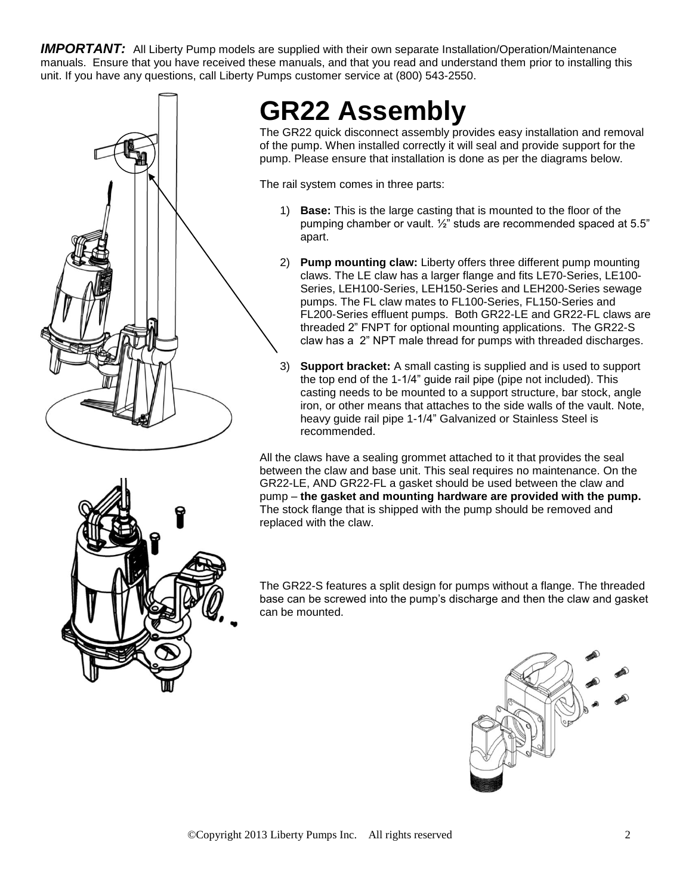***IMPORTANT:*** All Liberty Pump models are supplied with their own separate Installation/Operation/Maintenance manuals. Ensure that you have received these manuals, and that you read and understand them prior to installing this unit. If you have any questions, call Liberty Pumps customer service at (800) 543-2550.

# GR22 Assembly

The GR22 quick disconnect assembly provides easy installation and removal of the pump. When installed correctly it will seal and provide support for the pump. Please ensure that installation is done as per the diagrams below.

The rail system comes in three parts:

1) **Base:** This is the large casting that is mounted to the floor of the pumping chamber or vault. ½" studs are recommended spaced at 5.5" apart.

2) **Pump mounting claw:** Liberty offers three different pump mounting claws. The LE claw has a larger flange and fits LE70-Series, LE100-Series, LEH100-Series, LEH150-Series and LEH200-Series sewage pumps. The FL claw mates to FL100-Series, FL150-Series and FL200-Series effluent pumps. Both GR22-LE and GR22-FL claws are threaded 2" FNPT for optional mounting applications. The GR22-S claw has a 2" NPT male thread for pumps with threaded discharges.

3) **Support bracket:** A small casting is supplied and is used to support the top end of the 1-1/4" guide rail pipe (pipe not included). This casting needs to be mounted to a support structure, bar stock, angle iron, or other means that attaches to the side walls of the vault. Note, heavy guide rail pipe 1-1/4" Galvanized or Stainless Steel is recommended.

All the claws have a sealing grommet attached to it that provides the seal between the claw and base unit. This seal requires no maintenance. On the GR22-LE, AND GR22-FL a gasket should be used between the claw and pump – **the gasket and mounting hardware are provided with the pump.** The stock flange that is shipped with the pump should be removed and replaced with the claw.

The GR22-S features a split design for pumps without a flange. The threaded base can be screwed into the pump's discharge and then the claw and gasket can be mounted.

©Copyright 2013 Liberty Pumps Inc. All rights reserved